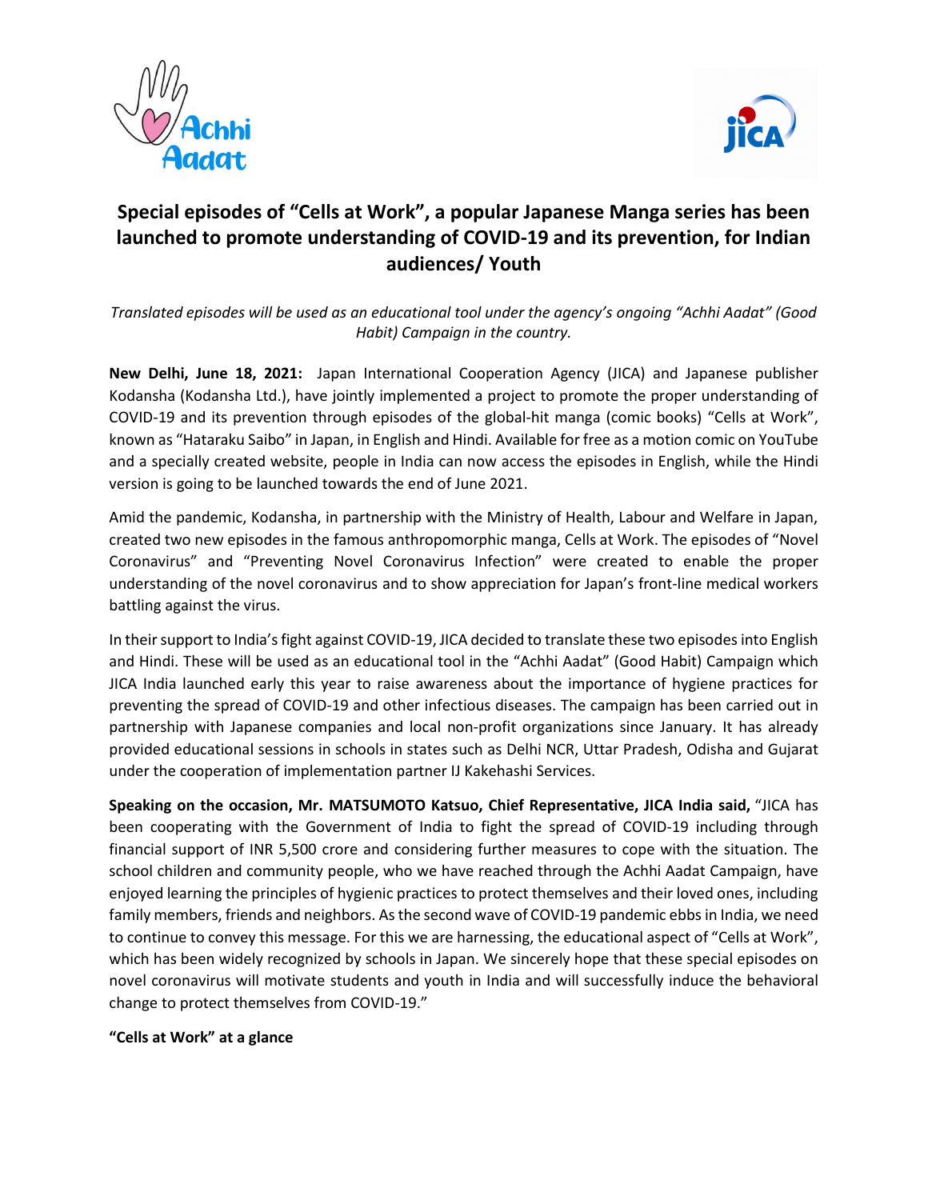# Special episodes of "Cells at Work", a popular Japanese Manga series has been launched to promote understanding of COVID-19 and its prevention, for Indian audiences/ Youth

*Translated episodes will be used as an educational tool under the agency's ongoing "Achhi Aadat" (Good Habit) Campaign in the country.*

**New Delhi, June 18, 2021:** Japan International Cooperation Agency (JICA) and Japanese publisher Kodansha (Kodansha Ltd.), have jointly implemented a project to promote the proper understanding of COVID-19 and its prevention through episodes of the global-hit manga (comic books) "Cells at Work", known as "Hataraku Saibo" in Japan, in English and Hindi. Available for free as a motion comic on YouTube and a specially created website, people in India can now access the episodes in English, while the Hindi version is going to be launched towards the end of June 2021.

Amid the pandemic, Kodansha, in partnership with the Ministry of Health, Labour and Welfare in Japan, created two new episodes in the famous anthropomorphic manga, Cells at Work. The episodes of "Novel Coronavirus" and "Preventing Novel Coronavirus Infection" were created to enable the proper understanding of the novel coronavirus and to show appreciation for Japan's front-line medical workers battling against the virus.

In their support to India's fight against COVID-19, JICA decided to translate these two episodes into English and Hindi. These will be used as an educational tool in the "Achhi Aadat" (Good Habit) Campaign which JICA India launched early this year to raise awareness about the importance of hygiene practices for preventing the spread of COVID-19 and other infectious diseases. The campaign has been carried out in partnership with Japanese companies and local non-profit organizations since January. It has already provided educational sessions in schools in states such as Delhi NCR, Uttar Pradesh, Odisha and Gujarat under the cooperation of implementation partner IJ Kakehashi Services.

**Speaking on the occasion, Mr. MATSUMOTO Katsuo, Chief Representative, JICA India said,** "JICA has been cooperating with the Government of India to fight the spread of COVID-19 including through financial support of INR 5,500 crore and considering further measures to cope with the situation. The school children and community people, who we have reached through the Achhi Aadat Campaign, have enjoyed learning the principles of hygienic practices to protect themselves and their loved ones, including family members, friends and neighbors. As the second wave of COVID-19 pandemic ebbs in India, we need to continue to convey this message. For this we are harnessing, the educational aspect of "Cells at Work", which has been widely recognized by schools in Japan. We sincerely hope that these special episodes on novel coronavirus will motivate students and youth in India and will successfully induce the behavioral change to protect themselves from COVID-19."

**"Cells at Work" at a glance**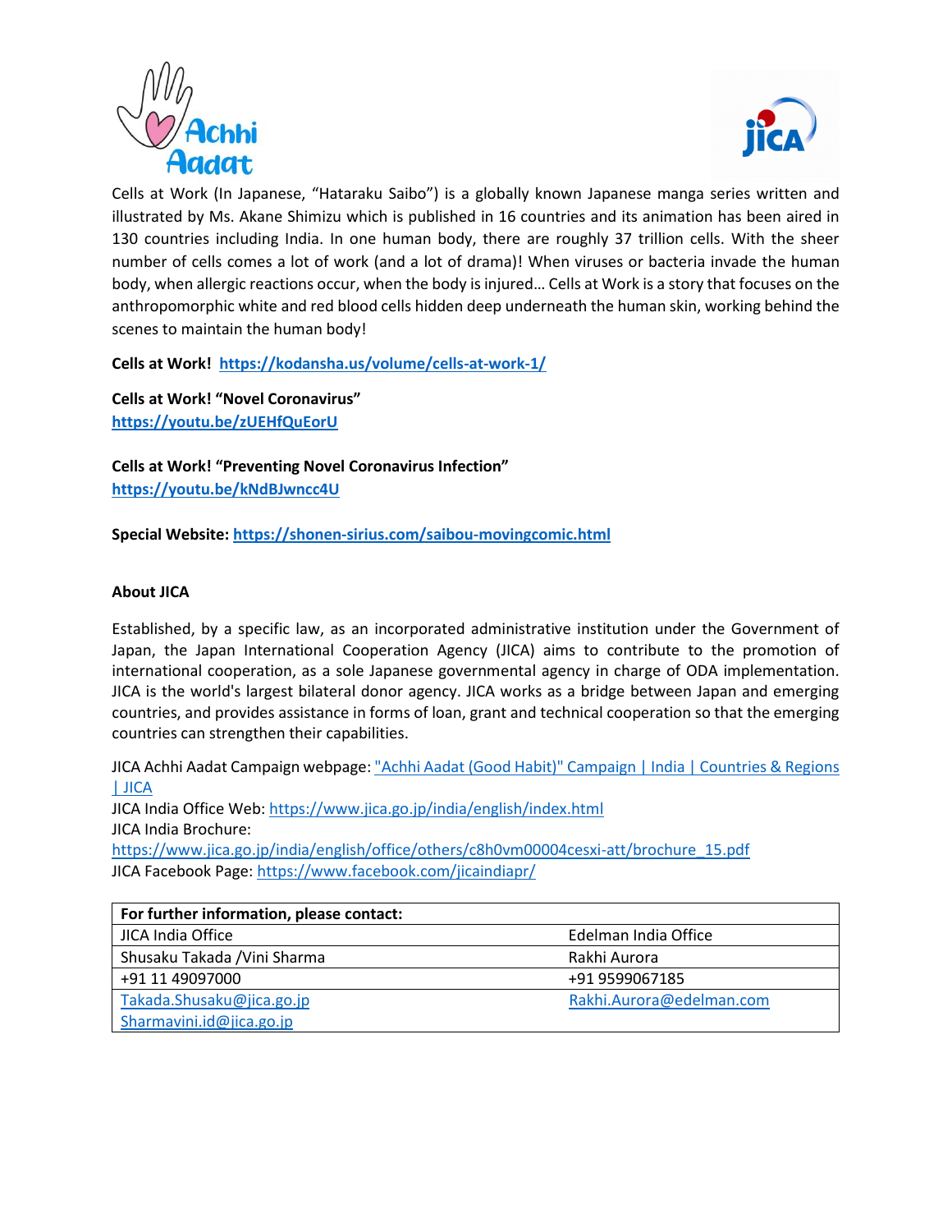Cells at Work (In Japanese, "Hataraku Saibo") is a globally known Japanese manga series written and illustrated by Ms. Akane Shimizu which is published in 16 countries and its animation has been aired in 130 countries including India. In one human body, there are roughly 37 trillion cells. With the sheer number of cells comes a lot of work (and a lot of drama)! When viruses or bacteria invade the human body, when allergic reactions occur, when the body is injured… Cells at Work is a story that focuses on the anthropomorphic white and red blood cells hidden deep underneath the human skin, working behind the scenes to maintain the human body!

**Cells at Work!** **https://kodansha.us/volume/cells-at-work-1/**

**Cells at Work! "Novel Coronavirus"**
**https://youtu.be/zUEHfQuEorU**

**Cells at Work! "Preventing Novel Coronavirus Infection"**
**https://youtu.be/kNdBJwncc4U**

**Special Website:** **https://shonen-sirius.com/saibou-movingcomic.html**

**About JICA**

Established, by a specific law, as an incorporated administrative institution under the Government of Japan, the Japan International Cooperation Agency (JICA) aims to contribute to the promotion of international cooperation, as a sole Japanese governmental agency in charge of ODA implementation. JICA is the world's largest bilateral donor agency. JICA works as a bridge between Japan and emerging countries, and provides assistance in forms of loan, grant and technical cooperation so that the emerging countries can strengthen their capabilities.

JICA Achhi Aadat Campaign webpage: "Achhi Aadat (Good Habit)" Campaign | India | Countries & Regions | JICA
JICA India Office Web: https://www.jica.go.jp/india/english/index.html
JICA India Brochure:
https://www.jica.go.jp/india/english/office/others/c8h0vm00004cesxi-att/brochure_15.pdf
JICA Facebook Page: https://www.facebook.com/jicaindiapr/

| **For further information, please contact:** | |
|---|---|
| JICA India Office | Edelman India Office |
| Shusaku Takada /Vini Sharma | Rakhi Aurora |
| +91 11 49097000 | +91 9599067185 |
| Takada.Shusaku@jica.go.jp<br>Sharmavini.id@jica.go.jp | Rakhi.Aurora@edelman.com |